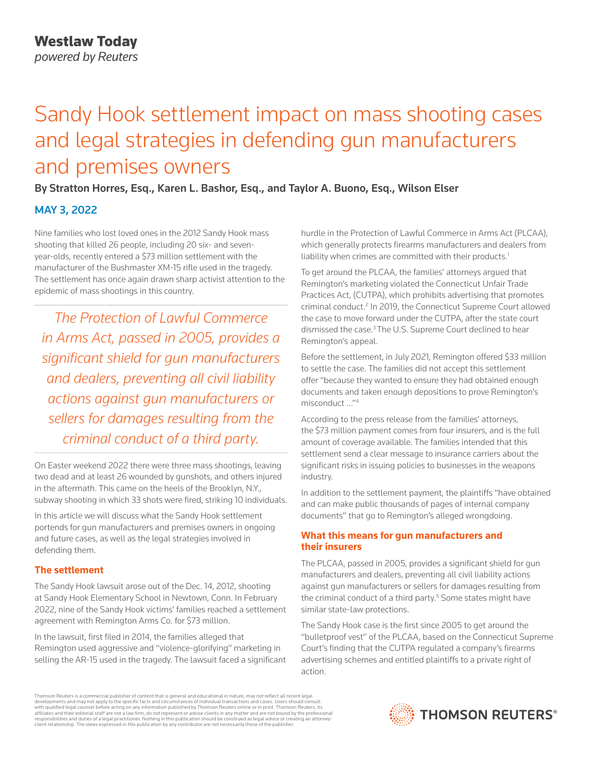Westlaw Today
*powered by Reuters*

# Sandy Hook settlement impact on mass shooting cases and legal strategies in defending gun manufacturers and premises owners

**By Stratton Horres, Esq., Karen L. Bashor, Esq., and Taylor A. Buono, Esq., Wilson Elser**

**MAY 3, 2022**

Nine families who lost loved ones in the 2012 Sandy Hook mass shooting that killed 26 people, including 20 six- and seven-year-olds, recently entered a $73 million settlement with the manufacturer of the Bushmaster XM-15 rifle used in the tragedy. The settlement has once again drawn sharp activist attention to the epidemic of mass shootings in this country.

> *The Protection of Lawful Commerce in Arms Act, passed in 2005, provides a significant shield for gun manufacturers and dealers, preventing all civil liability actions against gun manufacturers or sellers for damages resulting from the criminal conduct of a third party.*

On Easter weekend 2022 there were three mass shootings, leaving two dead and at least 26 wounded by gunshots, and others injured in the aftermath. This came on the heels of the Brooklyn, N.Y., subway shooting in which 33 shots were fired, striking 10 individuals.

In this article we will discuss what the Sandy Hook settlement portends for gun manufacturers and premises owners in ongoing and future cases, as well as the legal strategies involved in defending them.

## The settlement

The Sandy Hook lawsuit arose out of the Dec. 14, 2012, shooting at Sandy Hook Elementary School in Newtown, Conn. In February 2022, nine of the Sandy Hook victims' families reached a settlement agreement with Remington Arms Co. for $73 million.

In the lawsuit, first filed in 2014, the families alleged that Remington used aggressive and "violence-glorifying" marketing in selling the AR-15 used in the tragedy. The lawsuit faced a significant hurdle in the Protection of Lawful Commerce in Arms Act (PLCAA), which generally protects firearms manufacturers and dealers from liability when crimes are committed with their products.[1]

To get around the PLCAA, the families' attorneys argued that Remington's marketing violated the Connecticut Unfair Trade Practices Act, (CUTPA), which prohibits advertising that promotes criminal conduct.[2] In 2019, the Connecticut Supreme Court allowed the case to move forward under the CUTPA, after the state court dismissed the case.[3] The U.S. Supreme Court declined to hear Remington's appeal.

Before the settlement, in July 2021, Remington offered $33 million to settle the case. The families did not accept this settlement offer "because they wanted to ensure they had obtained enough documents and taken enough depositions to prove Remington's misconduct ..."[4]

According to the press release from the families' attorneys, the $73 million payment comes from four insurers, and is the full amount of coverage available. The families intended that this settlement send a clear message to insurance carriers about the significant risks in issuing policies to businesses in the weapons industry.

In addition to the settlement payment, the plaintiffs "have obtained and can make public thousands of pages of internal company documents" that go to Remington's alleged wrongdoing.

## What this means for gun manufacturers and their insurers

The PLCAA, passed in 2005, provides a significant shield for gun manufacturers and dealers, preventing all civil liability actions against gun manufacturers or sellers for damages resulting from the criminal conduct of a third party.[5] Some states might have similar state-law protections.

The Sandy Hook case is the first since 2005 to get around the "bulletproof vest" of the PLCAA, based on the Connecticut Supreme Court's finding that the CUTPA regulated a company's firearms advertising schemes and entitled plaintiffs to a private right of action.

Thomson Reuters is a commercial publisher of content that is general and educational in nature, may not reflect all recent legal developments and may not apply to the specific facts and circumstances of individual transactions and cases. Users should consult with qualified legal counsel before acting on any information published by Thomson Reuters online or in print. Thomson Reuters, its affiliates and their editorial staff are not a law firm, do not represent or advise clients in any matter and are not bound by the professional responsibilities and duties of a legal practitioner. Nothing in this publication should be construed as legal advice or creating an attorney-client relationship. The views expressed in this publication by any contributor are not necessarily those of the publisher.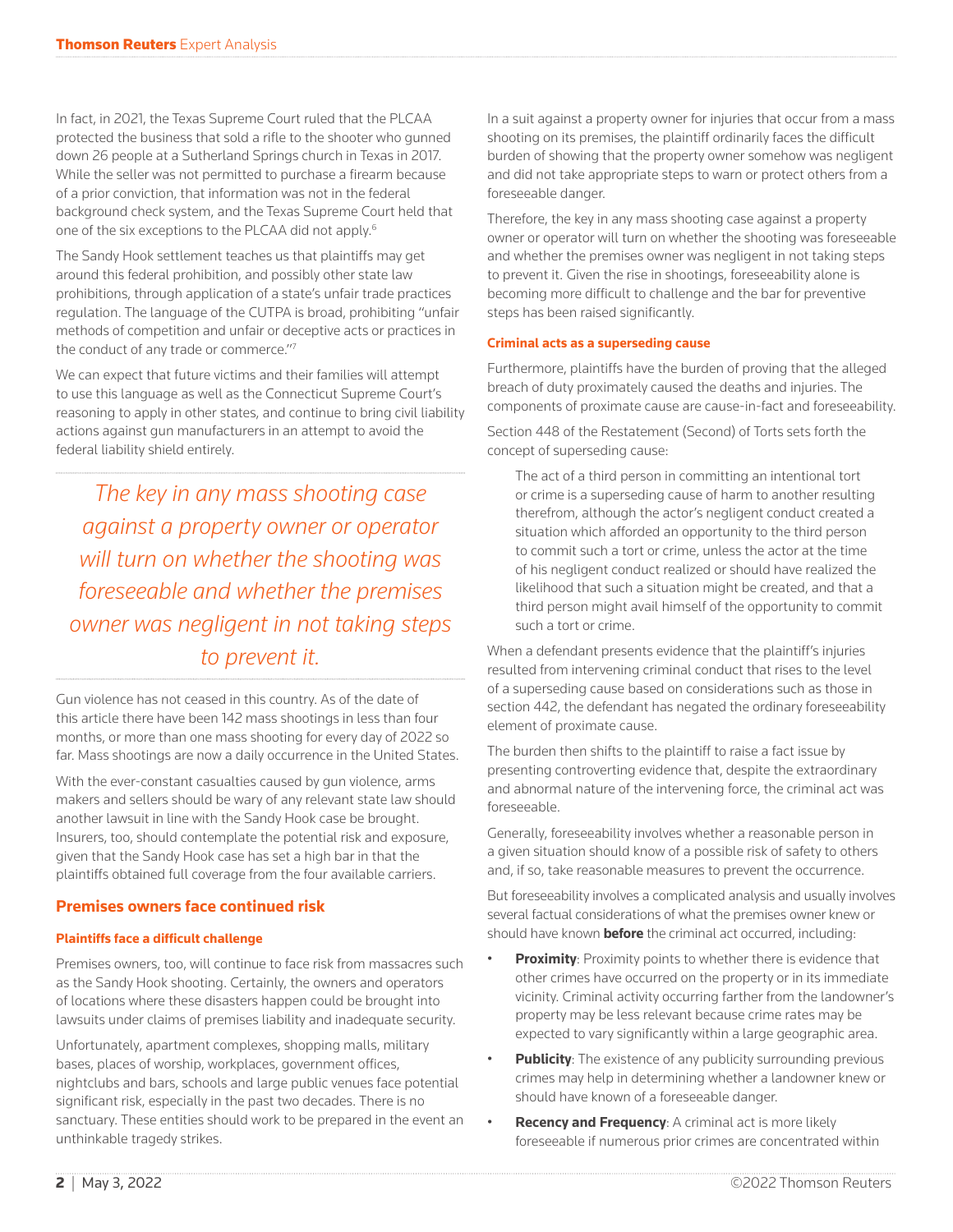In fact, in 2021, the Texas Supreme Court ruled that the PLCAA protected the business that sold a rifle to the shooter who gunned down 26 people at a Sutherland Springs church in Texas in 2017. While the seller was not permitted to purchase a firearm because of a prior conviction, that information was not in the federal background check system, and the Texas Supreme Court held that one of the six exceptions to the PLCAA did not apply.[6]

The Sandy Hook settlement teaches us that plaintiffs may get around this federal prohibition, and possibly other state law prohibitions, through application of a state's unfair trade practices regulation. The language of the CUTPA is broad, prohibiting "unfair methods of competition and unfair or deceptive acts or practices in the conduct of any trade or commerce."[7]

We can expect that future victims and their families will attempt to use this language as well as the Connecticut Supreme Court's reasoning to apply in other states, and continue to bring civil liability actions against gun manufacturers in an attempt to avoid the federal liability shield entirely.

> *The key in any mass shooting case against a property owner or operator will turn on whether the shooting was foreseeable and whether the premises owner was negligent in not taking steps to prevent it.*

Gun violence has not ceased in this country. As of the date of this article there have been 142 mass shootings in less than four months, or more than one mass shooting for every day of 2022 so far. Mass shootings are now a daily occurrence in the United States.

With the ever-constant casualties caused by gun violence, arms makers and sellers should be wary of any relevant state law should another lawsuit in line with the Sandy Hook case be brought. Insurers, too, should contemplate the potential risk and exposure, given that the Sandy Hook case has set a high bar in that the plaintiffs obtained full coverage from the four available carriers.

## Premises owners face continued risk

### Plaintiffs face a difficult challenge

Premises owners, too, will continue to face risk from massacres such as the Sandy Hook shooting. Certainly, the owners and operators of locations where these disasters happen could be brought into lawsuits under claims of premises liability and inadequate security.

Unfortunately, apartment complexes, shopping malls, military bases, places of worship, workplaces, government offices, nightclubs and bars, schools and large public venues face potential significant risk, especially in the past two decades. There is no sanctuary. These entities should work to be prepared in the event an unthinkable tragedy strikes.

In a suit against a property owner for injuries that occur from a mass shooting on its premises, the plaintiff ordinarily faces the difficult burden of showing that the property owner somehow was negligent and did not take appropriate steps to warn or protect others from a foreseeable danger.

Therefore, the key in any mass shooting case against a property owner or operator will turn on whether the shooting was foreseeable and whether the premises owner was negligent in not taking steps to prevent it. Given the rise in shootings, foreseeability alone is becoming more difficult to challenge and the bar for preventive steps has been raised significantly.

### Criminal acts as a superseding cause

Furthermore, plaintiffs have the burden of proving that the alleged breach of duty proximately caused the deaths and injuries. The components of proximate cause are cause-in-fact and foreseeability.

Section 448 of the Restatement (Second) of Torts sets forth the concept of superseding cause:

> The act of a third person in committing an intentional tort or crime is a superseding cause of harm to another resulting therefrom, although the actor's negligent conduct created a situation which afforded an opportunity to the third person to commit such a tort or crime, unless the actor at the time of his negligent conduct realized or should have realized the likelihood that such a situation might be created, and that a third person might avail himself of the opportunity to commit such a tort or crime.

When a defendant presents evidence that the plaintiff's injuries resulted from intervening criminal conduct that rises to the level of a superseding cause based on considerations such as those in section 442, the defendant has negated the ordinary foreseeability element of proximate cause.

The burden then shifts to the plaintiff to raise a fact issue by presenting controverting evidence that, despite the extraordinary and abnormal nature of the intervening force, the criminal act was foreseeable.

Generally, foreseeability involves whether a reasonable person in a given situation should know of a possible risk of safety to others and, if so, take reasonable measures to prevent the occurrence.

But foreseeability involves a complicated analysis and usually involves several factual considerations of what the premises owner knew or should have known **before** the criminal act occurred, including:

- **Proximity**: Proximity points to whether there is evidence that other crimes have occurred on the property or in its immediate vicinity. Criminal activity occurring farther from the landowner's property may be less relevant because crime rates may be expected to vary significantly within a large geographic area.
- **Publicity**: The existence of any publicity surrounding previous crimes may help in determining whether a landowner knew or should have known of a foreseeable danger.
- **Recency and Frequency**: A criminal act is more likely foreseeable if numerous prior crimes are concentrated within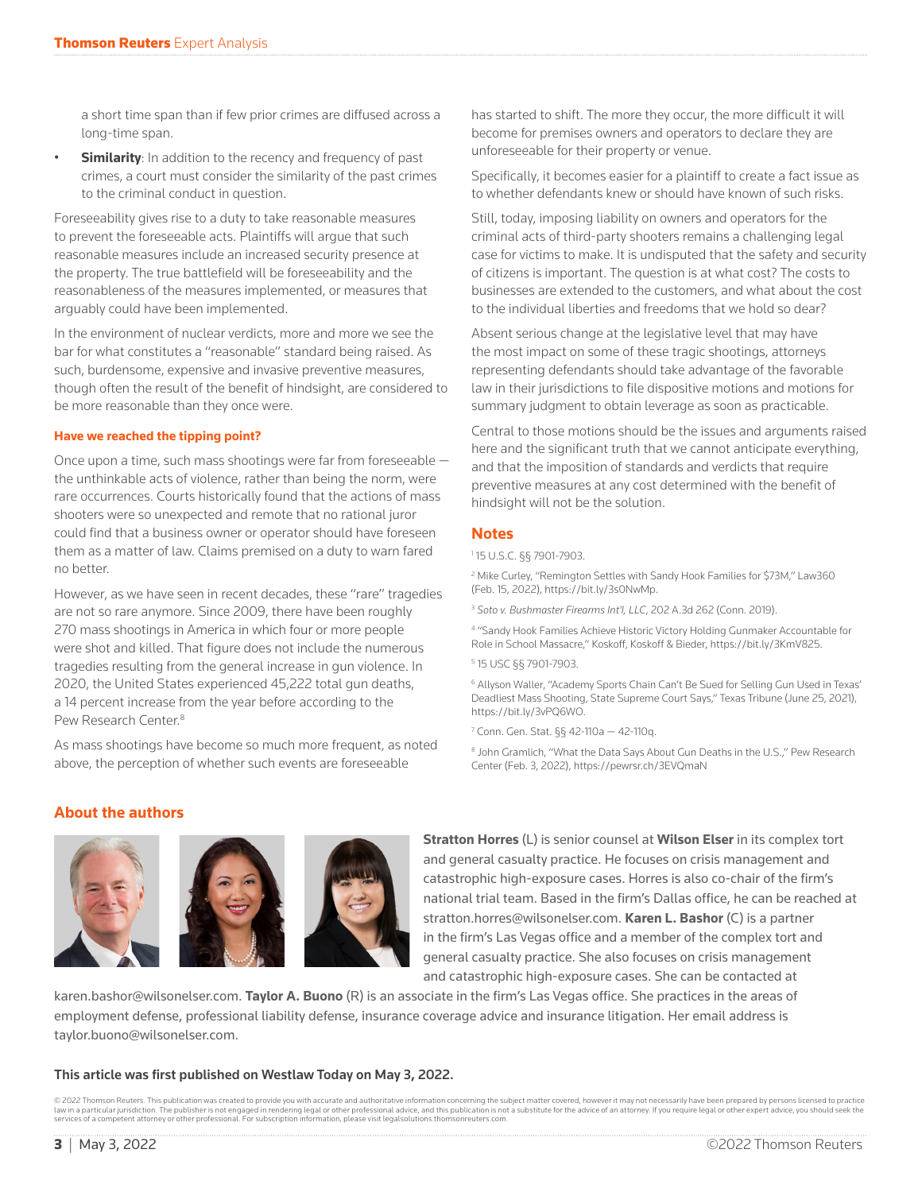a short time span than if few prior crimes are diffused across a long-time span.

- **Similarity**: In addition to the recency and frequency of past crimes, a court must consider the similarity of the past crimes to the criminal conduct in question.

Foreseeability gives rise to a duty to take reasonable measures to prevent the foreseeable acts. Plaintiffs will argue that such reasonable measures include an increased security presence at the property. The true battlefield will be foreseeability and the reasonableness of the measures implemented, or measures that arguably could have been implemented.

In the environment of nuclear verdicts, more and more we see the bar for what constitutes a "reasonable" standard being raised. As such, burdensome, expensive and invasive preventive measures, though often the result of the benefit of hindsight, are considered to be more reasonable than they once were.

#### Have we reached the tipping point?

Once upon a time, such mass shootings were far from foreseeable — the unthinkable acts of violence, rather than being the norm, were rare occurrences. Courts historically found that the actions of mass shooters were so unexpected and remote that no rational juror could find that a business owner or operator should have foreseen them as a matter of law. Claims premised on a duty to warn fared no better.

However, as we have seen in recent decades, these "rare" tragedies are not so rare anymore. Since 2009, there have been roughly 270 mass shootings in America in which four or more people were shot and killed. That figure does not include the numerous tragedies resulting from the general increase in gun violence. In 2020, the United States experienced 45,222 total gun deaths, a 14 percent increase from the year before according to the Pew Research Center.[8]

As mass shootings have become so much more frequent, as noted above, the perception of whether such events are foreseeable has started to shift. The more they occur, the more difficult it will become for premises owners and operators to declare they are unforeseeable for their property or venue.

Specifically, it becomes easier for a plaintiff to create a fact issue as to whether defendants knew or should have known of such risks.

Still, today, imposing liability on owners and operators for the criminal acts of third-party shooters remains a challenging legal case for victims to make. It is undisputed that the safety and security of citizens is important. The question is at what cost? The costs to businesses are extended to the customers, and what about the cost to the individual liberties and freedoms that we hold so dear?

Absent serious change at the legislative level that may have the most impact on some of these tragic shootings, attorneys representing defendants should take advantage of the favorable law in their jurisdictions to file dispositive motions and motions for summary judgment to obtain leverage as soon as practicable.

Central to those motions should be the issues and arguments raised here and the significant truth that we cannot anticipate everything, and that the imposition of standards and verdicts that require preventive measures at any cost determined with the benefit of hindsight will not be the solution.

## Notes

[1] 15 U.S.C. §§ 7901-7903.

[2] Mike Curley, "Remington Settles with Sandy Hook Families for $73M," Law360 (Feb. 15, 2022), https://bit.ly/3s0NwMp.

[3] *Soto v. Bushmaster Firearms Int'l, LLC*, 202 A.3d 262 (Conn. 2019).

[4] "Sandy Hook Families Achieve Historic Victory Holding Gunmaker Accountable for Role in School Massacre," Koskoff, Koskoff & Bieder, https://bit.ly/3KmV825.

[5] 15 USC §§ 7901-7903.

[6] Allyson Waller, "Academy Sports Chain Can't Be Sued for Selling Gun Used in Texas' Deadliest Mass Shooting, State Supreme Court Says," Texas Tribune (June 25, 2021), https://bit.ly/3vPQ6WO.

[7] Conn. Gen. Stat. §§ 42-110a — 42-110q.

[8] John Gramlich, "What the Data Says About Gun Deaths in the U.S.," Pew Research Center (Feb. 3, 2022), https://pewrsr.ch/3EVQmaN

## About the authors

**Stratton Horres** (L) is senior counsel at **Wilson Elser** in its complex tort and general casualty practice. He focuses on crisis management and catastrophic high-exposure cases. Horres is also co-chair of the firm's national trial team. Based in the firm's Dallas office, he can be reached at stratton.horres@wilsonelser.com. **Karen L. Bashor** (C) is a partner in the firm's Las Vegas office and a member of the complex tort and general casualty practice. She also focuses on crisis management and catastrophic high-exposure cases. She can be contacted at karen.bashor@wilsonelser.com. **Taylor A. Buono** (R) is an associate in the firm's Las Vegas office. She practices in the areas of employment defense, professional liability defense, insurance coverage advice and insurance litigation. Her email address is taylor.buono@wilsonelser.com.

**This article was first published on Westlaw Today on May 3, 2022.**

© 2022 Thomson Reuters. This publication was created to provide you with accurate and authoritative information concerning the subject matter covered, however it may not necessarily have been prepared by persons licensed to practice law in a particular jurisdiction. The publisher is not engaged in rendering legal or other professional advice, and this publication is not a substitute for the advice of an attorney. If you require legal or other expert advice, you should seek the services of a competent attorney or other professional. For subscription information, please visit legalsolutions.thomsonreuters.com.